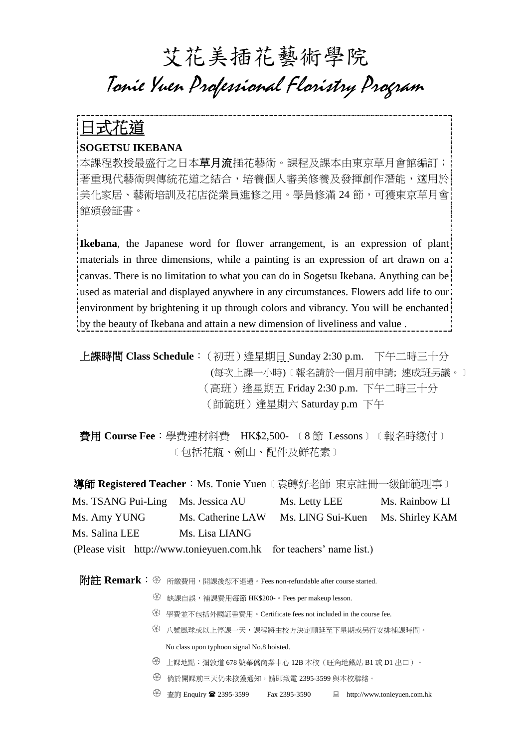# 艾花美插花藝術學院

# *Tonie Yuen Professional Floristry Program*

## 日式花道

**SOGETSU IKEBANA**

本課程教授最盛行之日本**草月流**插花藝術。課程及課本由東京草月會館編訂；著重現代藝術與傳統花道之結合，培養個人審美修養及發揮創作潛能，適用於美化家居、藝術培訓及花店從業員進修之用。學員修滿 24 節，可獲東京草月會館頒發証書。

**Ikebana**, the Japanese word for flower arrangement, is an expression of plant materials in three dimensions, while a painting is an expression of art drawn on a canvas. There is no limitation to what you can do in Sogetsu Ikebana. Anything can be used as material and displayed anywhere in any circumstances. Flowers add life to our environment by brightening it up through colors and vibrancy. You will be enchanted by the beauty of Ikebana and attain a new dimension of liveliness and value .

**上課時間 Class Schedule**：（初班）逢星期日 Sunday 2:30 p.m.　下午二時三十分
(每次上課一小時)〔報名請於一個月前申請; 速成班另議。〕
（高班）逢星期五 Friday 2:30 p.m.　下午二時三十分
（師範班）逢星期六 Saturday p.m　下午

**費用 Course Fee**：學費連材料費　HK$2,500-　〔8 節 Lessons〕〔報名時繳付〕
〔包括花瓶、劍山、配件及鮮花素〕

**導師 Registered Teacher**：Ms. Tonie Yuen〔袁轉好老師 東京註冊一級師範理事〕

Ms. TSANG Pui-Ling　Ms. Jessica AU　Ms. Letty LEE　Ms. Rainbow LI
Ms. Amy YUNG　Ms. Catherine LAW　Ms. LING Sui-Kuen　Ms. Shirley KAM
Ms. Salina LEE　Ms. Lisa LIANG

(Please visit http://www.tonieyuen.com.hk for teachers' name list.)

**附註 Remark**：

- 所繳費用，開課後恕不退還。Fees non-refundable after course started.
- 缺課自誤，補課費用每節 HK$200-。Fees per makeup lesson.
- 學費並不包括外國証書費用。Certificate fees not included in the course fee.
- 八號風球或以上停課一天，課程將由校方決定順延至下星期或另行安排補課時間。
  No class upon typhoon signal No.8 hoisted.
- 上課地點：彌敦道 678 號華僑商業中心 12B 本校（旺角地鐵站 B1 或 D1 出口）。
- 倘於開課前三天仍未接獲通知，請即致電 2395-3599 與本校聯絡。
- 查詢 Enquiry ☎ 2395-3599　Fax 2395-3590　http://www.tonieyuen.com.hk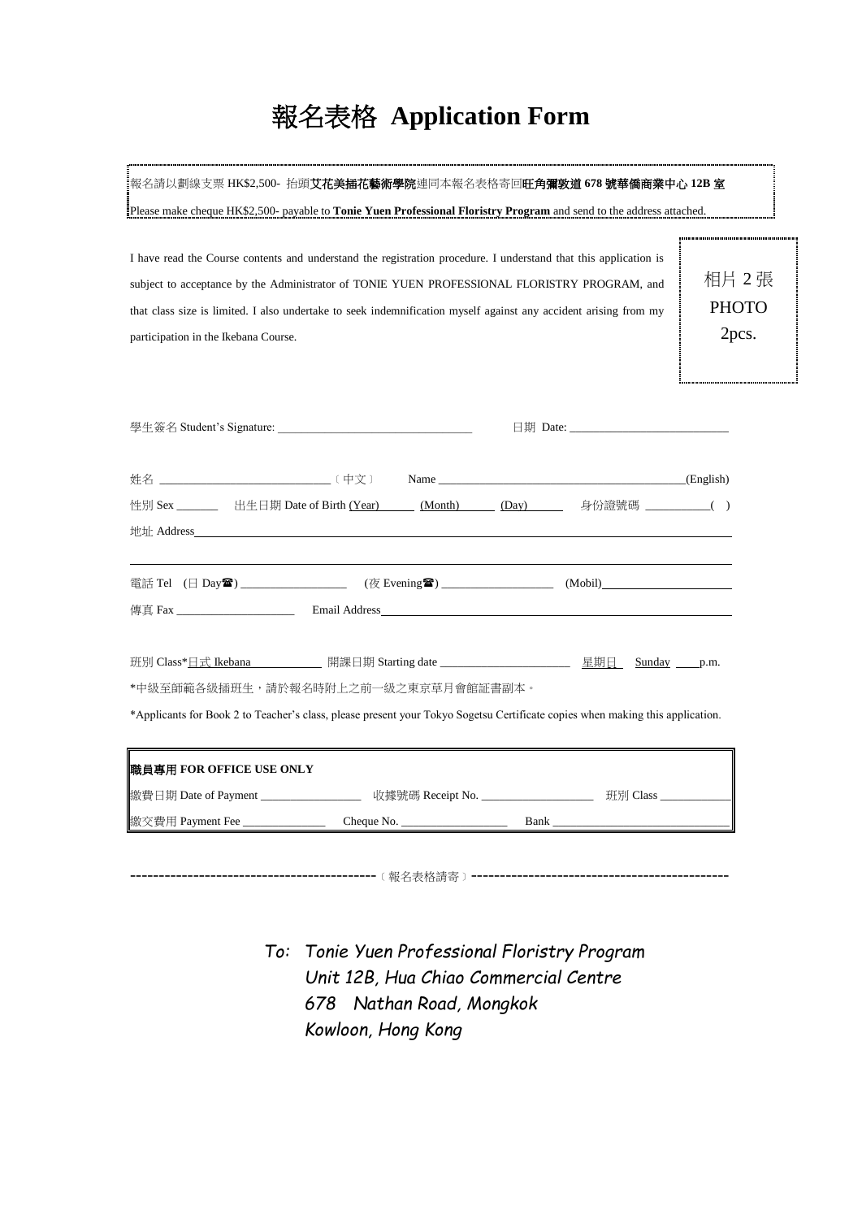# 報名表格 Application Form

報名請以劃線支票 HK$2,500- 抬頭**艾花美插花藝術學院**連同本報名表格寄回**旺角彌敦道 678 號華僑商業中心 12B 室**

Please make cheque HK$2,500- payable to **Tonie Yuen Professional Floristry Program** and send to the address attached.

I have read the Course contents and understand the registration procedure. I understand that this application is subject to acceptance by the Administrator of TONIE YUEN PROFESSIONAL FLORISTRY PROGRAM, and that class size is limited. I also undertake to seek indemnification myself against any accident arising from my participation in the Ikebana Course.

相片 2 張
PHOTO
2pcs.

學生簽名 Student's Signature: ______________________ 日期 Date: ______________________

姓名 ______________________〔中文〕 Name ______________________(English)

性別 Sex ______ 出生日期 Date of Birth (Year) ______ (Month) ______ (Day) ______ 身份證號碼 __________( )

地址 Address ______________________________________________

______________________________________________

電話 Tel (日 Day☎) ______________ (夜 Evening☎) ______________ (Mobil) ______________

傳真 Fax ______________ Email Address ______________________

班別 Class*日式 Ikebana ______ 開課日期 Starting date ______________ 星期日 Sunday ____p.m.

*中級至師範各級插班生，請於報名時附上之前一級之東京草月會館証書副本。

*Applicants for Book 2 to Teacher's class, please present your Tokyo Sogetsu Certificate copies when making this application.

| **職員專用 FOR OFFICE USE ONLY** | | |
|---|---|---|
| 繳費日期 Date of Payment ______ | 收據號碼 Receipt No. ______ | 班別 Class ______ |
| 繳交費用 Payment Fee ______ | Cheque No. ______ | Bank ______ |

------------------------------〔報名表格請寄〕------------------------------

*To: Tonie Yuen Professional Floristry Program*
*Unit 12B, Hua Chiao Commercial Centre*
*678 Nathan Road, Mongkok*
*Kowloon, Hong Kong*